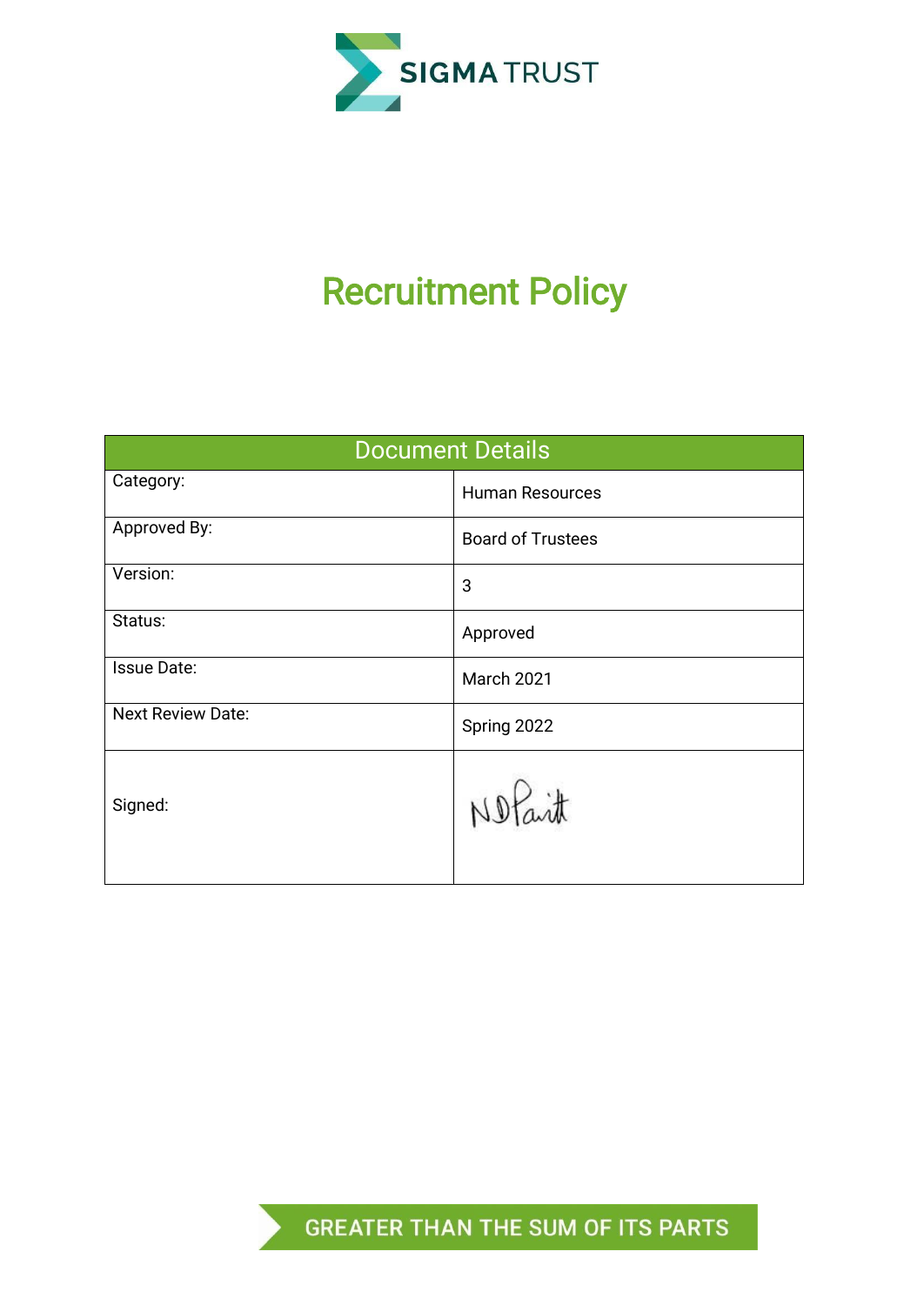SIGMA TRUST

# Recruitment Policy

| Document Details | |
|---|---|
| Category: | Human Resources |
| Approved By: | Board of Trustees |
| Version: | 3 |
| Status: | Approved |
| Issue Date: | March 2021 |
| Next Review Date: | Spring 2022 |
| Signed: | N D Parit |

GREATER THAN THE SUM OF ITS PARTS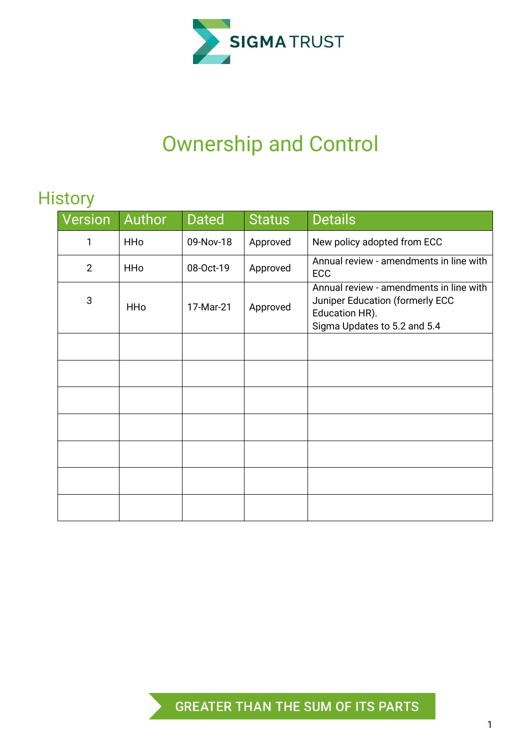# Ownership and Control

## History

| Version | Author | Dated | Status | Details |
|---|---|---|---|---|
| 1 | HHo | 09-Nov-18 | Approved | New policy adopted from ECC |
| 2 | HHo | 08-Oct-19 | Approved | Annual review - amendments in line with ECC |
| 3 | HHo | 17-Mar-21 | Approved | Annual review - amendments in line with Juniper Education (formerly ECC Education HR).<br>Sigma Updates to 5.2 and 5.4 |
| | | | | |
| | | | | |
| | | | | |
| | | | | |
| | | | | |
| | | | | |
| | | | | |

GREATER THAN THE SUM OF ITS PARTS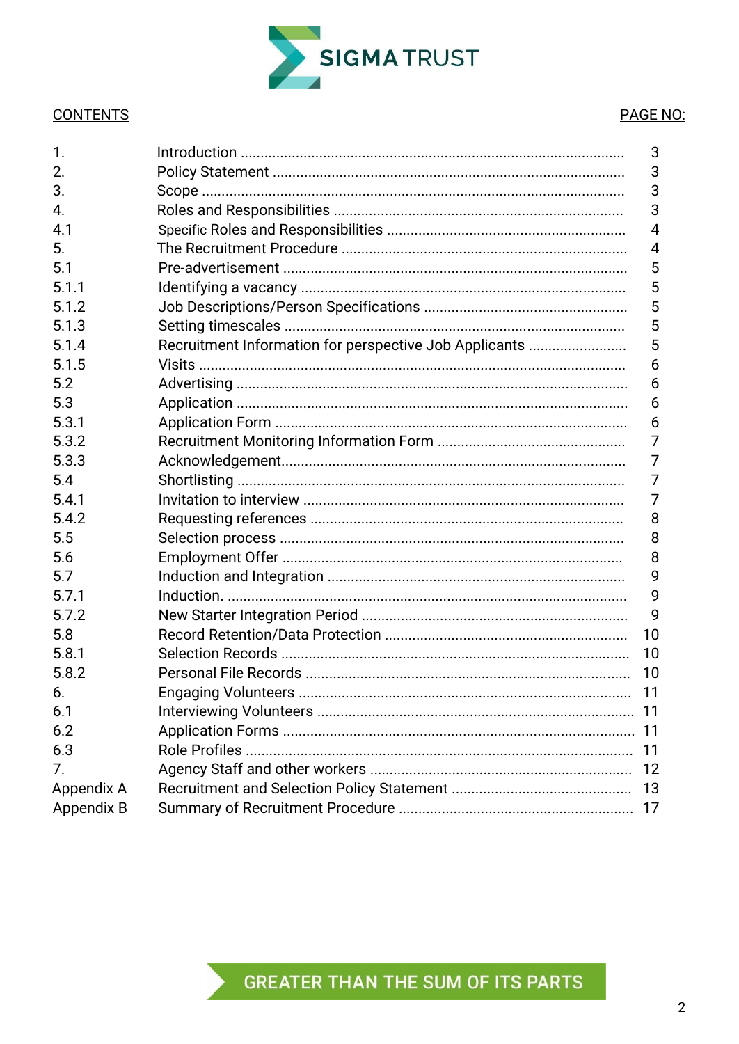SIGMA TRUST

| CONTENTS | | PAGE NO: |
| --- | --- | --- |
| 1. | Introduction | 3 |
| 2. | Policy Statement | 3 |
| 3. | Scope | 3 |
| 4. | Roles and Responsibilities | 3 |
| 4.1 | Specific Roles and Responsibilities | 4 |
| 5. | The Recruitment Procedure | 4 |
| 5.1 | Pre-advertisement | 5 |
| 5.1.1 | Identifying a vacancy | 5 |
| 5.1.2 | Job Descriptions/Person Specifications | 5 |
| 5.1.3 | Setting timescales | 5 |
| 5.1.4 | Recruitment Information for perspective Job Applicants | 5 |
| 5.1.5 | Visits | 6 |
| 5.2 | Advertising | 6 |
| 5.3 | Application | 6 |
| 5.3.1 | Application Form | 6 |
| 5.3.2 | Recruitment Monitoring Information Form | 7 |
| 5.3.3 | Acknowledgement | 7 |
| 5.4 | Shortlisting | 7 |
| 5.4.1 | Invitation to interview | 7 |
| 5.4.2 | Requesting references | 8 |
| 5.5 | Selection process | 8 |
| 5.6 | Employment Offer | 8 |
| 5.7 | Induction and Integration | 9 |
| 5.7.1 | Induction. | 9 |
| 5.7.2 | New Starter Integration Period | 9 |
| 5.8 | Record Retention/Data Protection | 10 |
| 5.8.1 | Selection Records | 10 |
| 5.8.2 | Personal File Records | 10 |
| 6. | Engaging Volunteers | 11 |
| 6.1 | Interviewing Volunteers | 11 |
| 6.2 | Application Forms | 11 |
| 6.3 | Role Profiles | 11 |
| 7. | Agency Staff and other workers | 12 |
| Appendix A | Recruitment and Selection Policy Statement | 13 |
| Appendix B | Summary of Recruitment Procedure | 17 |

GREATER THAN THE SUM OF ITS PARTS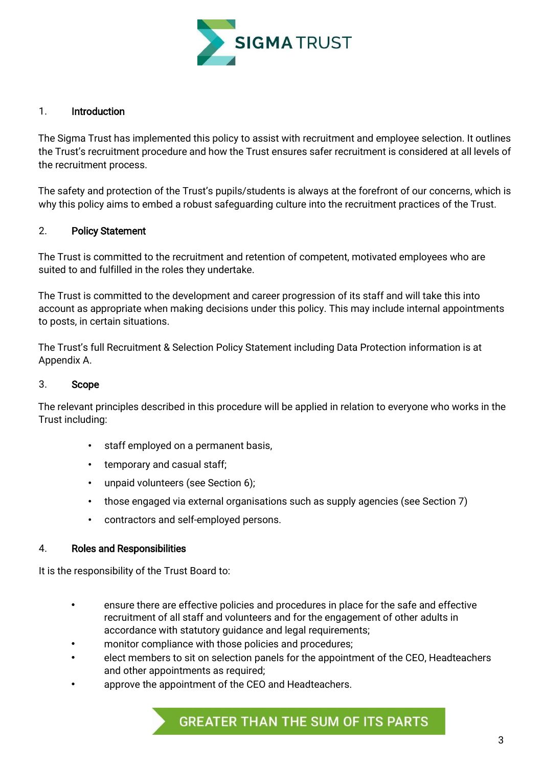## 1. Introduction

The Sigma Trust has implemented this policy to assist with recruitment and employee selection. It outlines the Trust's recruitment procedure and how the Trust ensures safer recruitment is considered at all levels of the recruitment process.

The safety and protection of the Trust's pupils/students is always at the forefront of our concerns, which is why this policy aims to embed a robust safeguarding culture into the recruitment practices of the Trust.

## 2. Policy Statement

The Trust is committed to the recruitment and retention of competent, motivated employees who are suited to and fulfilled in the roles they undertake.

The Trust is committed to the development and career progression of its staff and will take this into account as appropriate when making decisions under this policy. This may include internal appointments to posts, in certain situations.

The Trust's full Recruitment & Selection Policy Statement including Data Protection information is at Appendix A.

## 3. Scope

The relevant principles described in this procedure will be applied in relation to everyone who works in the Trust including:

- staff employed on a permanent basis,
- temporary and casual staff;
- unpaid volunteers (see Section 6);
- those engaged via external organisations such as supply agencies (see Section 7)
- contractors and self-employed persons.

## 4. Roles and Responsibilities

It is the responsibility of the Trust Board to:

- ensure there are effective policies and procedures in place for the safe and effective recruitment of all staff and volunteers and for the engagement of other adults in accordance with statutory guidance and legal requirements;
- monitor compliance with those policies and procedures;
- elect members to sit on selection panels for the appointment of the CEO, Headteachers and other appointments as required;
- approve the appointment of the CEO and Headteachers.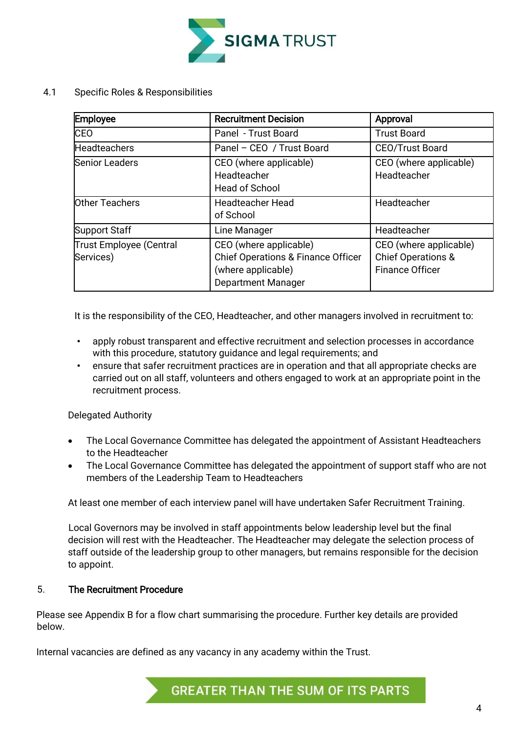4.1 Specific Roles & Responsibilities

| Employee | Recruitment Decision | Approval |
|---|---|---|
| CEO | Panel - Trust Board | Trust Board |
| Headteachers | Panel – CEO / Trust Board | CEO/Trust Board |
| Senior Leaders | CEO (where applicable)<br>Headteacher<br>Head of School | CEO (where applicable)<br>Headteacher |
| Other Teachers | Headteacher Head of School | Headteacher |
| Support Staff | Line Manager | Headteacher |
| Trust Employee (Central Services) | CEO (where applicable)<br>Chief Operations & Finance Officer (where applicable)<br>Department Manager | CEO (where applicable)<br>Chief Operations & Finance Officer |

It is the responsibility of the CEO, Headteacher, and other managers involved in recruitment to:

- apply robust transparent and effective recruitment and selection processes in accordance with this procedure, statutory guidance and legal requirements; and
- ensure that safer recruitment practices are in operation and that all appropriate checks are carried out on all staff, volunteers and others engaged to work at an appropriate point in the recruitment process.

Delegated Authority

- The Local Governance Committee has delegated the appointment of Assistant Headteachers to the Headteacher
- The Local Governance Committee has delegated the appointment of support staff who are not members of the Leadership Team to Headteachers

At least one member of each interview panel will have undertaken Safer Recruitment Training.

Local Governors may be involved in staff appointments below leadership level but the final decision will rest with the Headteacher. The Headteacher may delegate the selection process of staff outside of the leadership group to other managers, but remains responsible for the decision to appoint.

## 5. The Recruitment Procedure

Please see Appendix B for a flow chart summarising the procedure. Further key details are provided below.

Internal vacancies are defined as any vacancy in any academy within the Trust.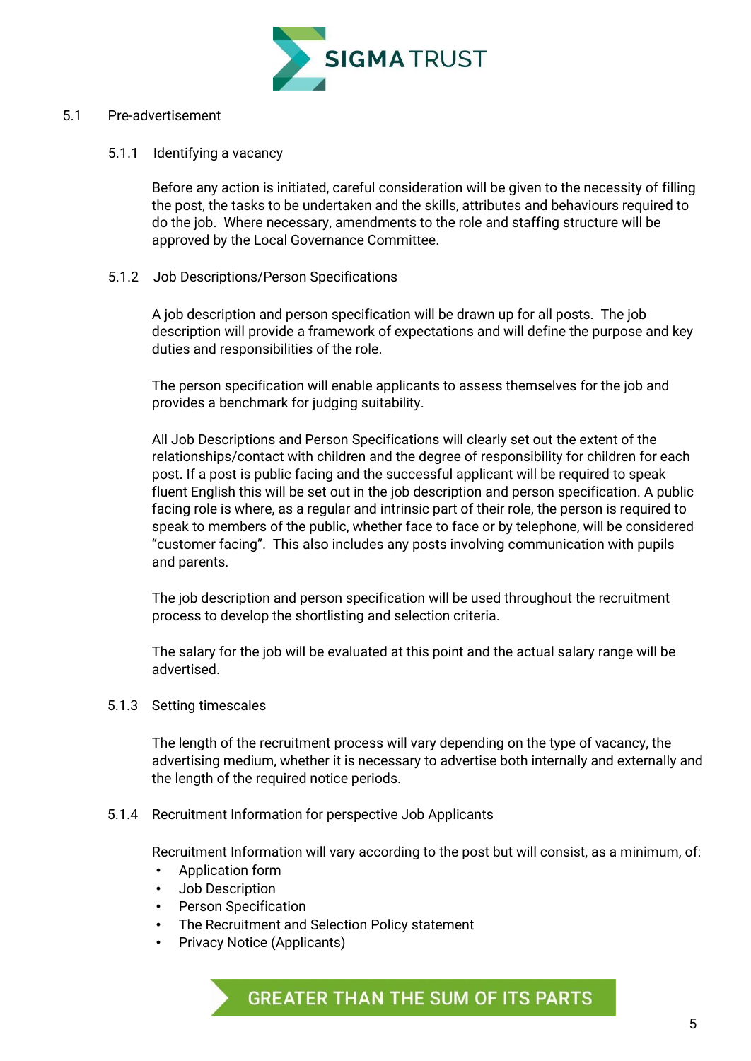## 5.1 Pre-advertisement

### 5.1.1 Identifying a vacancy

Before any action is initiated, careful consideration will be given to the necessity of filling the post, the tasks to be undertaken and the skills, attributes and behaviours required to do the job. Where necessary, amendments to the role and staffing structure will be approved by the Local Governance Committee.

### 5.1.2 Job Descriptions/Person Specifications

A job description and person specification will be drawn up for all posts. The job description will provide a framework of expectations and will define the purpose and key duties and responsibilities of the role.

The person specification will enable applicants to assess themselves for the job and provides a benchmark for judging suitability.

All Job Descriptions and Person Specifications will clearly set out the extent of the relationships/contact with children and the degree of responsibility for children for each post. If a post is public facing and the successful applicant will be required to speak fluent English this will be set out in the job description and person specification. A public facing role is where, as a regular and intrinsic part of their role, the person is required to speak to members of the public, whether face to face or by telephone, will be considered "customer facing". This also includes any posts involving communication with pupils and parents.

The job description and person specification will be used throughout the recruitment process to develop the shortlisting and selection criteria.

The salary for the job will be evaluated at this point and the actual salary range will be advertised.

### 5.1.3 Setting timescales

The length of the recruitment process will vary depending on the type of vacancy, the advertising medium, whether it is necessary to advertise both internally and externally and the length of the required notice periods.

### 5.1.4 Recruitment Information for perspective Job Applicants

Recruitment Information will vary according to the post but will consist, as a minimum, of:

- Application form
- Job Description
- Person Specification
- The Recruitment and Selection Policy statement
- Privacy Notice (Applicants)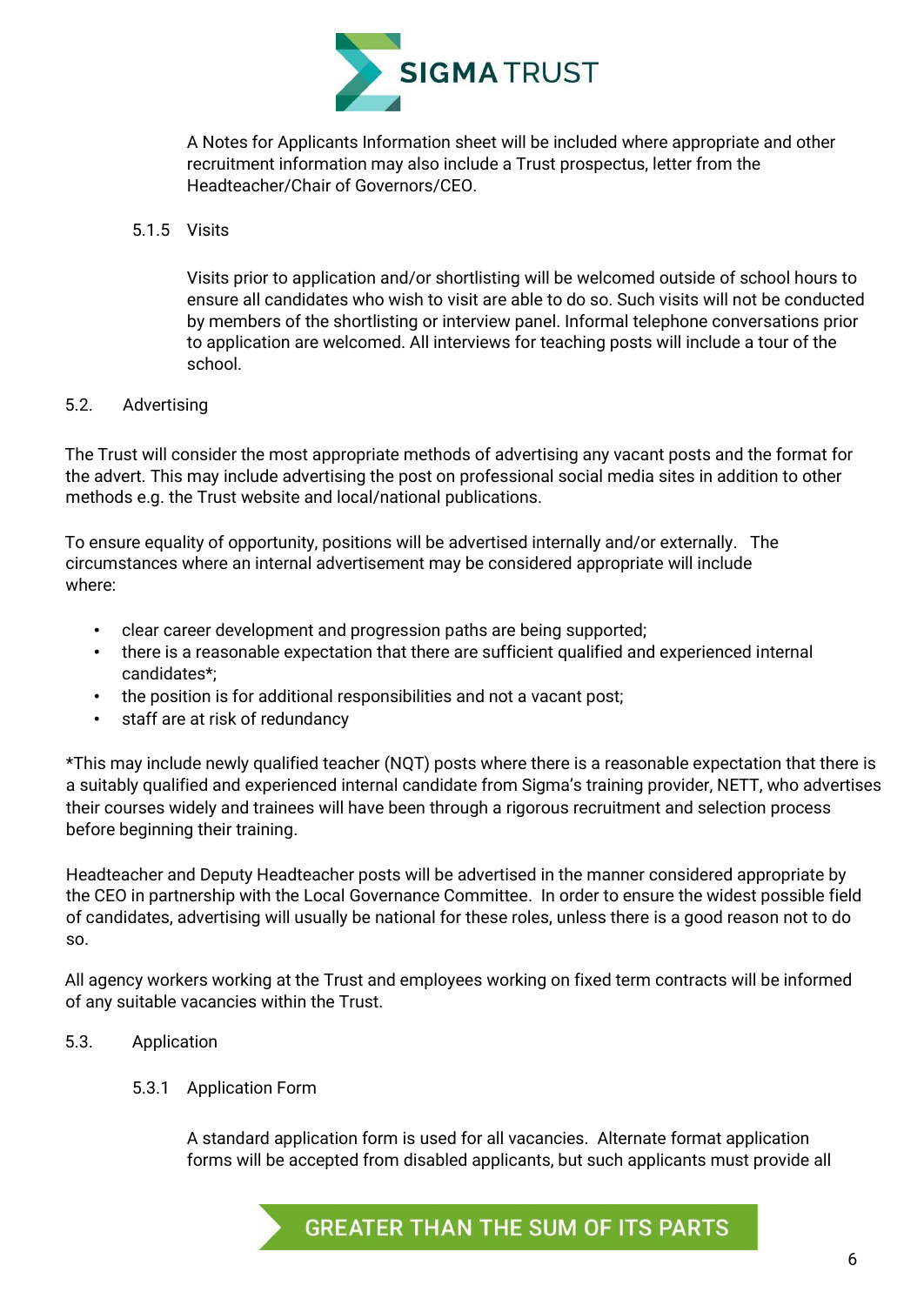A Notes for Applicants Information sheet will be included where appropriate and other recruitment information may also include a Trust prospectus, letter from the Headteacher/Chair of Governors/CEO.

#### 5.1.5 Visits

Visits prior to application and/or shortlisting will be welcomed outside of school hours to ensure all candidates who wish to visit are able to do so. Such visits will not be conducted by members of the shortlisting or interview panel. Informal telephone conversations prior to application are welcomed. All interviews for teaching posts will include a tour of the school.

### 5.2. Advertising

The Trust will consider the most appropriate methods of advertising any vacant posts and the format for the advert. This may include advertising the post on professional social media sites in addition to other methods e.g. the Trust website and local/national publications.

To ensure equality of opportunity, positions will be advertised internally and/or externally. The circumstances where an internal advertisement may be considered appropriate will include where:

- clear career development and progression paths are being supported;
- there is a reasonable expectation that there are sufficient qualified and experienced internal candidates*;
- the position is for additional responsibilities and not a vacant post;
- staff are at risk of redundancy

*This may include newly qualified teacher (NQT) posts where there is a reasonable expectation that there is a suitably qualified and experienced internal candidate from Sigma's training provider, NETT, who advertises their courses widely and trainees will have been through a rigorous recruitment and selection process before beginning their training.

Headteacher and Deputy Headteacher posts will be advertised in the manner considered appropriate by the CEO in partnership with the Local Governance Committee. In order to ensure the widest possible field of candidates, advertising will usually be national for these roles, unless there is a good reason not to do so.

All agency workers working at the Trust and employees working on fixed term contracts will be informed of any suitable vacancies within the Trust.

### 5.3. Application

#### 5.3.1 Application Form

A standard application form is used for all vacancies. Alternate format application forms will be accepted from disabled applicants, but such applicants must provide all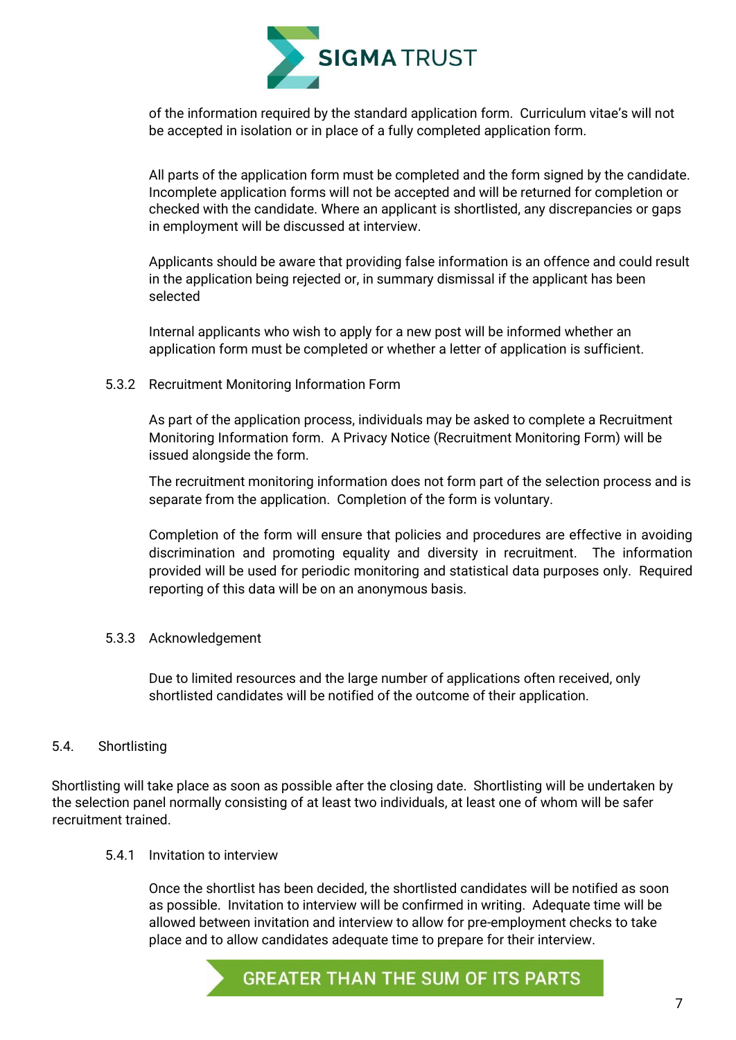of the information required by the standard application form. Curriculum vitae's will not be accepted in isolation or in place of a fully completed application form.

All parts of the application form must be completed and the form signed by the candidate. Incomplete application forms will not be accepted and will be returned for completion or checked with the candidate. Where an applicant is shortlisted, any discrepancies or gaps in employment will be discussed at interview.

Applicants should be aware that providing false information is an offence and could result in the application being rejected or, in summary dismissal if the applicant has been selected

Internal applicants who wish to apply for a new post will be informed whether an application form must be completed or whether a letter of application is sufficient.

#### 5.3.2 Recruitment Monitoring Information Form

As part of the application process, individuals may be asked to complete a Recruitment Monitoring Information form. A Privacy Notice (Recruitment Monitoring Form) will be issued alongside the form.

The recruitment monitoring information does not form part of the selection process and is separate from the application. Completion of the form is voluntary.

Completion of the form will ensure that policies and procedures are effective in avoiding discrimination and promoting equality and diversity in recruitment. The information provided will be used for periodic monitoring and statistical data purposes only. Required reporting of this data will be on an anonymous basis.

#### 5.3.3 Acknowledgement

Due to limited resources and the large number of applications often received, only shortlisted candidates will be notified of the outcome of their application.

### 5.4. Shortlisting

Shortlisting will take place as soon as possible after the closing date. Shortlisting will be undertaken by the selection panel normally consisting of at least two individuals, at least one of whom will be safer recruitment trained.

#### 5.4.1 Invitation to interview

Once the shortlist has been decided, the shortlisted candidates will be notified as soon as possible. Invitation to interview will be confirmed in writing. Adequate time will be allowed between invitation and interview to allow for pre-employment checks to take place and to allow candidates adequate time to prepare for their interview.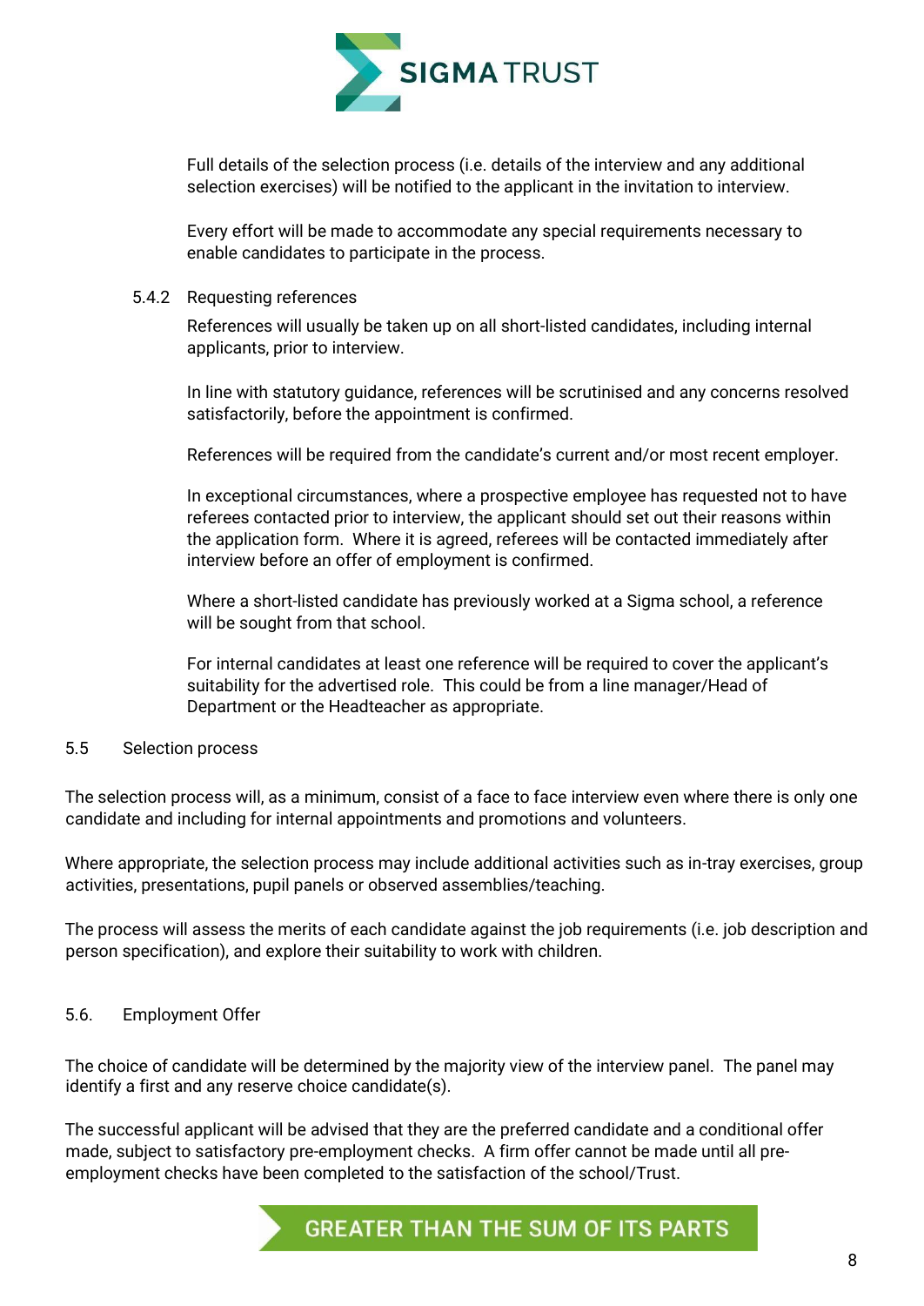Full details of the selection process (i.e. details of the interview and any additional selection exercises) will be notified to the applicant in the invitation to interview.

Every effort will be made to accommodate any special requirements necessary to enable candidates to participate in the process.

#### 5.4.2 Requesting references

References will usually be taken up on all short-listed candidates, including internal applicants, prior to interview.

In line with statutory guidance, references will be scrutinised and any concerns resolved satisfactorily, before the appointment is confirmed.

References will be required from the candidate's current and/or most recent employer.

In exceptional circumstances, where a prospective employee has requested not to have referees contacted prior to interview, the applicant should set out their reasons within the application form. Where it is agreed, referees will be contacted immediately after interview before an offer of employment is confirmed.

Where a short-listed candidate has previously worked at a Sigma school, a reference will be sought from that school.

For internal candidates at least one reference will be required to cover the applicant's suitability for the advertised role. This could be from a line manager/Head of Department or the Headteacher as appropriate.

### 5.5 Selection process

The selection process will, as a minimum, consist of a face to face interview even where there is only one candidate and including for internal appointments and promotions and volunteers.

Where appropriate, the selection process may include additional activities such as in-tray exercises, group activities, presentations, pupil panels or observed assemblies/teaching.

The process will assess the merits of each candidate against the job requirements (i.e. job description and person specification), and explore their suitability to work with children.

### 5.6. Employment Offer

The choice of candidate will be determined by the majority view of the interview panel. The panel may identify a first and any reserve choice candidate(s).

The successful applicant will be advised that they are the preferred candidate and a conditional offer made, subject to satisfactory pre-employment checks. A firm offer cannot be made until all pre-employment checks have been completed to the satisfaction of the school/Trust.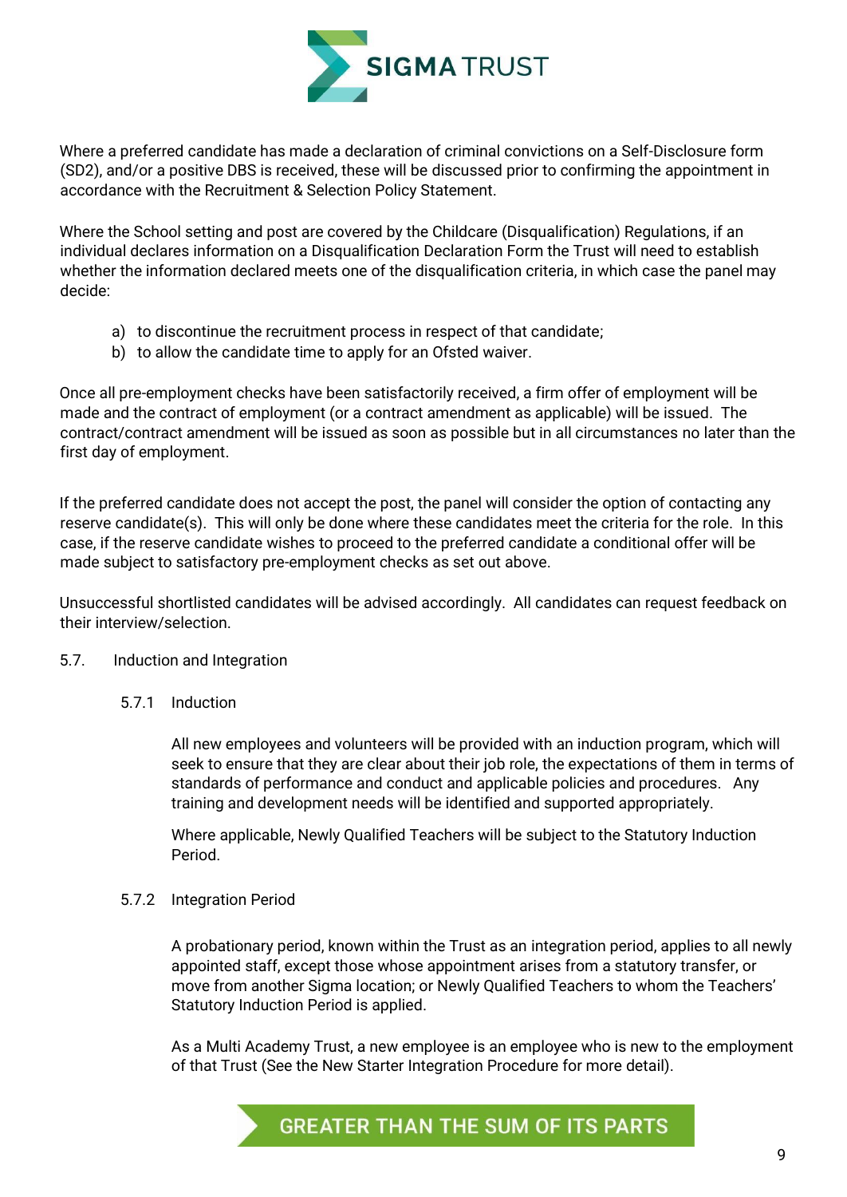Where a preferred candidate has made a declaration of criminal convictions on a Self-Disclosure form (SD2), and/or a positive DBS is received, these will be discussed prior to confirming the appointment in accordance with the Recruitment & Selection Policy Statement.

Where the School setting and post are covered by the Childcare (Disqualification) Regulations, if an individual declares information on a Disqualification Declaration Form the Trust will need to establish whether the information declared meets one of the disqualification criteria, in which case the panel may decide:

a) to discontinue the recruitment process in respect of that candidate;
b) to allow the candidate time to apply for an Ofsted waiver.

Once all pre-employment checks have been satisfactorily received, a firm offer of employment will be made and the contract of employment (or a contract amendment as applicable) will be issued. The contract/contract amendment will be issued as soon as possible but in all circumstances no later than the first day of employment.

If the preferred candidate does not accept the post, the panel will consider the option of contacting any reserve candidate(s). This will only be done where these candidates meet the criteria for the role. In this case, if the reserve candidate wishes to proceed to the preferred candidate a conditional offer will be made subject to satisfactory pre-employment checks as set out above.

Unsuccessful shortlisted candidates will be advised accordingly. All candidates can request feedback on their interview/selection.

## 5.7. Induction and Integration

### 5.7.1 Induction

All new employees and volunteers will be provided with an induction program, which will seek to ensure that they are clear about their job role, the expectations of them in terms of standards of performance and conduct and applicable policies and procedures. Any training and development needs will be identified and supported appropriately.

Where applicable, Newly Qualified Teachers will be subject to the Statutory Induction Period.

### 5.7.2 Integration Period

A probationary period, known within the Trust as an integration period, applies to all newly appointed staff, except those whose appointment arises from a statutory transfer, or move from another Sigma location; or Newly Qualified Teachers to whom the Teachers' Statutory Induction Period is applied.

As a Multi Academy Trust, a new employee is an employee who is new to the employment of that Trust (See the New Starter Integration Procedure for more detail).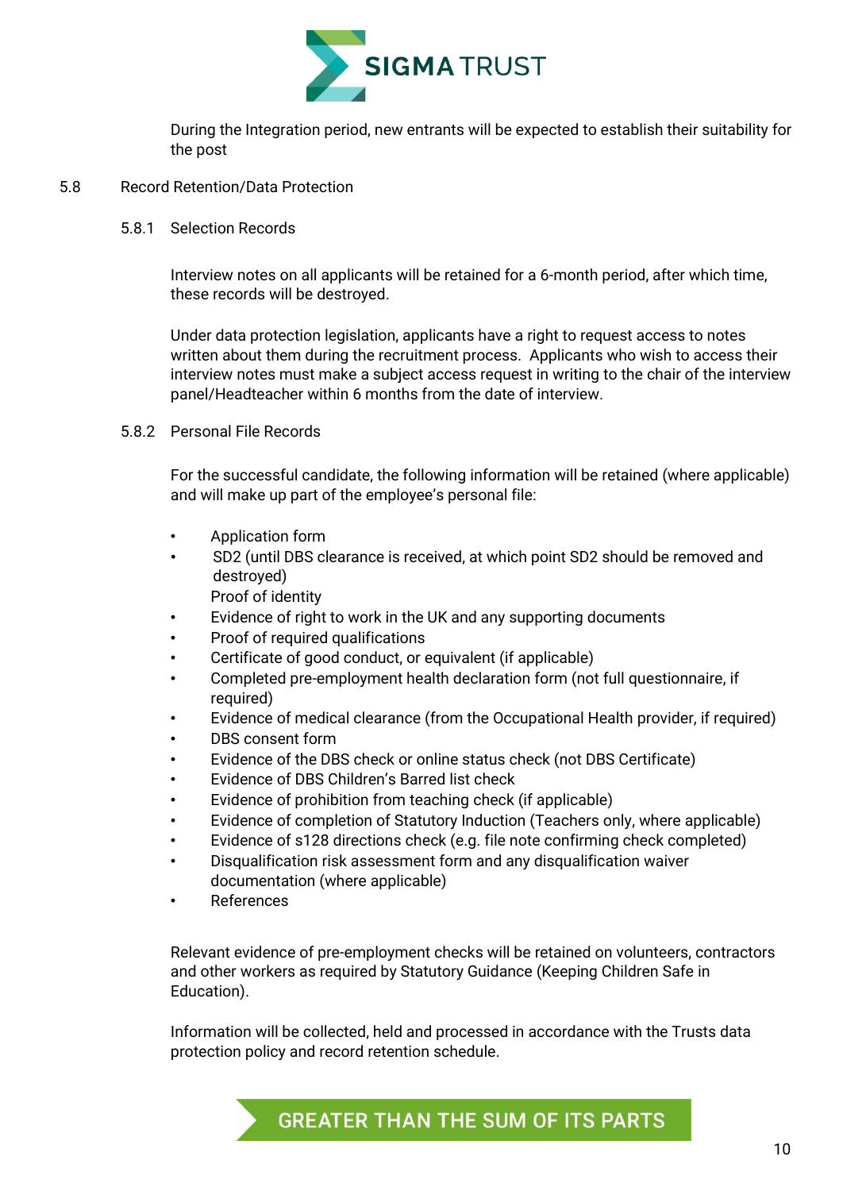During the Integration period, new entrants will be expected to establish their suitability for the post

## 5.8 Record Retention/Data Protection

### 5.8.1 Selection Records

Interview notes on all applicants will be retained for a 6-month period, after which time, these records will be destroyed.

Under data protection legislation, applicants have a right to request access to notes written about them during the recruitment process. Applicants who wish to access their interview notes must make a subject access request in writing to the chair of the interview panel/Headteacher within 6 months from the date of interview.

### 5.8.2 Personal File Records

For the successful candidate, the following information will be retained (where applicable) and will make up part of the employee's personal file:

- Application form
- SD2 (until DBS clearance is received, at which point SD2 should be removed and destroyed)
  Proof of identity
- Evidence of right to work in the UK and any supporting documents
- Proof of required qualifications
- Certificate of good conduct, or equivalent (if applicable)
- Completed pre-employment health declaration form (not full questionnaire, if required)
- Evidence of medical clearance (from the Occupational Health provider, if required)
- DBS consent form
- Evidence of the DBS check or online status check (not DBS Certificate)
- Evidence of DBS Children's Barred list check
- Evidence of prohibition from teaching check (if applicable)
- Evidence of completion of Statutory Induction (Teachers only, where applicable)
- Evidence of s128 directions check (e.g. file note confirming check completed)
- Disqualification risk assessment form and any disqualification waiver documentation (where applicable)
- References

Relevant evidence of pre-employment checks will be retained on volunteers, contractors and other workers as required by Statutory Guidance (Keeping Children Safe in Education).

Information will be collected, held and processed in accordance with the Trusts data protection policy and record retention schedule.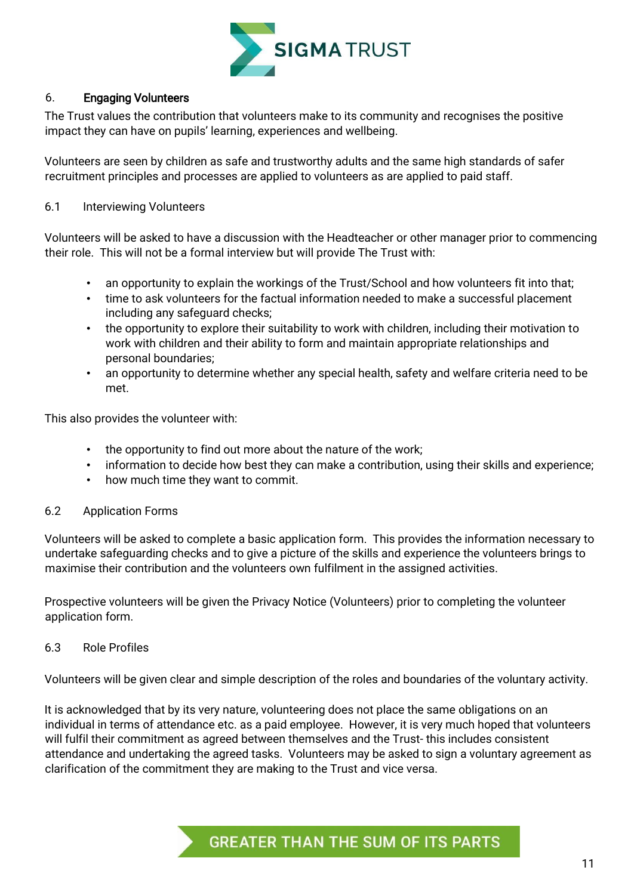## 6. Engaging Volunteers

The Trust values the contribution that volunteers make to its community and recognises the positive impact they can have on pupils' learning, experiences and wellbeing.

Volunteers are seen by children as safe and trustworthy adults and the same high standards of safer recruitment principles and processes are applied to volunteers as are applied to paid staff.

### 6.1 Interviewing Volunteers

Volunteers will be asked to have a discussion with the Headteacher or other manager prior to commencing their role. This will not be a formal interview but will provide The Trust with:

- an opportunity to explain the workings of the Trust/School and how volunteers fit into that;
- time to ask volunteers for the factual information needed to make a successful placement including any safeguard checks;
- the opportunity to explore their suitability to work with children, including their motivation to work with children and their ability to form and maintain appropriate relationships and personal boundaries;
- an opportunity to determine whether any special health, safety and welfare criteria need to be met.

This also provides the volunteer with:

- the opportunity to find out more about the nature of the work;
- information to decide how best they can make a contribution, using their skills and experience;
- how much time they want to commit.

### 6.2 Application Forms

Volunteers will be asked to complete a basic application form. This provides the information necessary to undertake safeguarding checks and to give a picture of the skills and experience the volunteers brings to maximise their contribution and the volunteers own fulfilment in the assigned activities.

Prospective volunteers will be given the Privacy Notice (Volunteers) prior to completing the volunteer application form.

### 6.3 Role Profiles

Volunteers will be given clear and simple description of the roles and boundaries of the voluntary activity.

It is acknowledged that by its very nature, volunteering does not place the same obligations on an individual in terms of attendance etc. as a paid employee. However, it is very much hoped that volunteers will fulfil their commitment as agreed between themselves and the Trust- this includes consistent attendance and undertaking the agreed tasks. Volunteers may be asked to sign a voluntary agreement as clarification of the commitment they are making to the Trust and vice versa.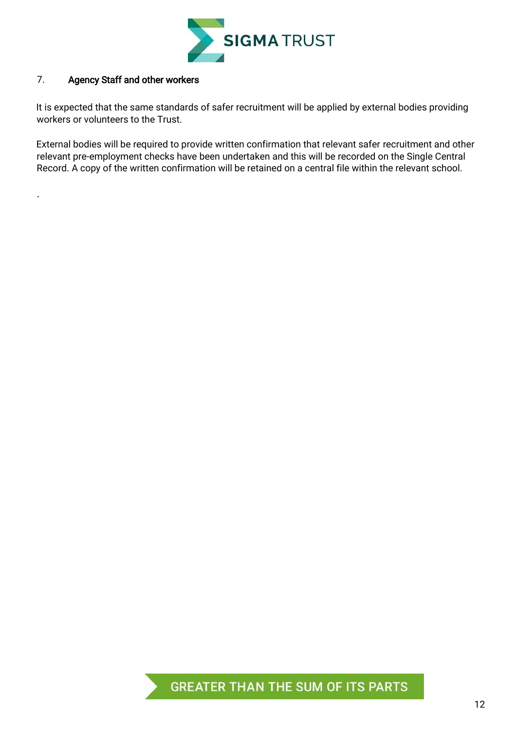## 7. Agency Staff and other workers

It is expected that the same standards of safer recruitment will be applied by external bodies providing workers or volunteers to the Trust.

External bodies will be required to provide written confirmation that relevant safer recruitment and other relevant pre-employment checks have been undertaken and this will be recorded on the Single Central Record. A copy of the written confirmation will be retained on a central file within the relevant school.

.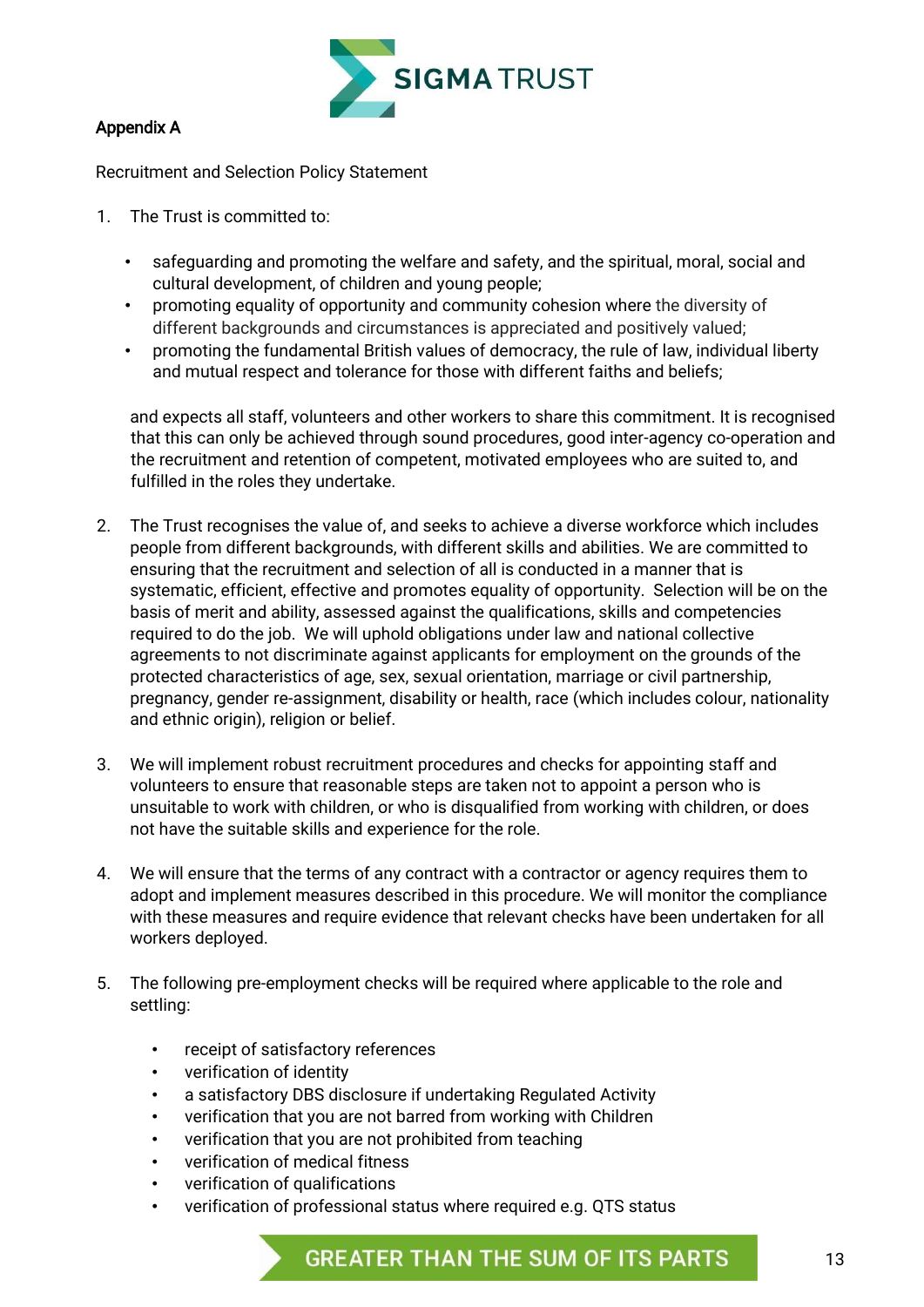## Appendix A

Recruitment and Selection Policy Statement

1. The Trust is committed to:

   - safeguarding and promoting the welfare and safety, and the spiritual, moral, social and cultural development, of children and young people;
   - promoting equality of opportunity and community cohesion where the diversity of different backgrounds and circumstances is appreciated and positively valued;
   - promoting the fundamental British values of democracy, the rule of law, individual liberty and mutual respect and tolerance for those with different faiths and beliefs;

   and expects all staff, volunteers and other workers to share this commitment. It is recognised that this can only be achieved through sound procedures, good inter-agency co-operation and the recruitment and retention of competent, motivated employees who are suited to, and fulfilled in the roles they undertake.

2. The Trust recognises the value of, and seeks to achieve a diverse workforce which includes people from different backgrounds, with different skills and abilities. We are committed to ensuring that the recruitment and selection of all is conducted in a manner that is systematic, efficient, effective and promotes equality of opportunity. Selection will be on the basis of merit and ability, assessed against the qualifications, skills and competencies required to do the job. We will uphold obligations under law and national collective agreements to not discriminate against applicants for employment on the grounds of the protected characteristics of age, sex, sexual orientation, marriage or civil partnership, pregnancy, gender re-assignment, disability or health, race (which includes colour, nationality and ethnic origin), religion or belief.

3. We will implement robust recruitment procedures and checks for appointing staff and volunteers to ensure that reasonable steps are taken not to appoint a person who is unsuitable to work with children, or who is disqualified from working with children, or does not have the suitable skills and experience for the role.

4. We will ensure that the terms of any contract with a contractor or agency requires them to adopt and implement measures described in this procedure. We will monitor the compliance with these measures and require evidence that relevant checks have been undertaken for all workers deployed.

5. The following pre-employment checks will be required where applicable to the role and settling:

   - receipt of satisfactory references
   - verification of identity
   - a satisfactory DBS disclosure if undertaking Regulated Activity
   - verification that you are not barred from working with Children
   - verification that you are not prohibited from teaching
   - verification of medical fitness
   - verification of qualifications
   - verification of professional status where required e.g. QTS status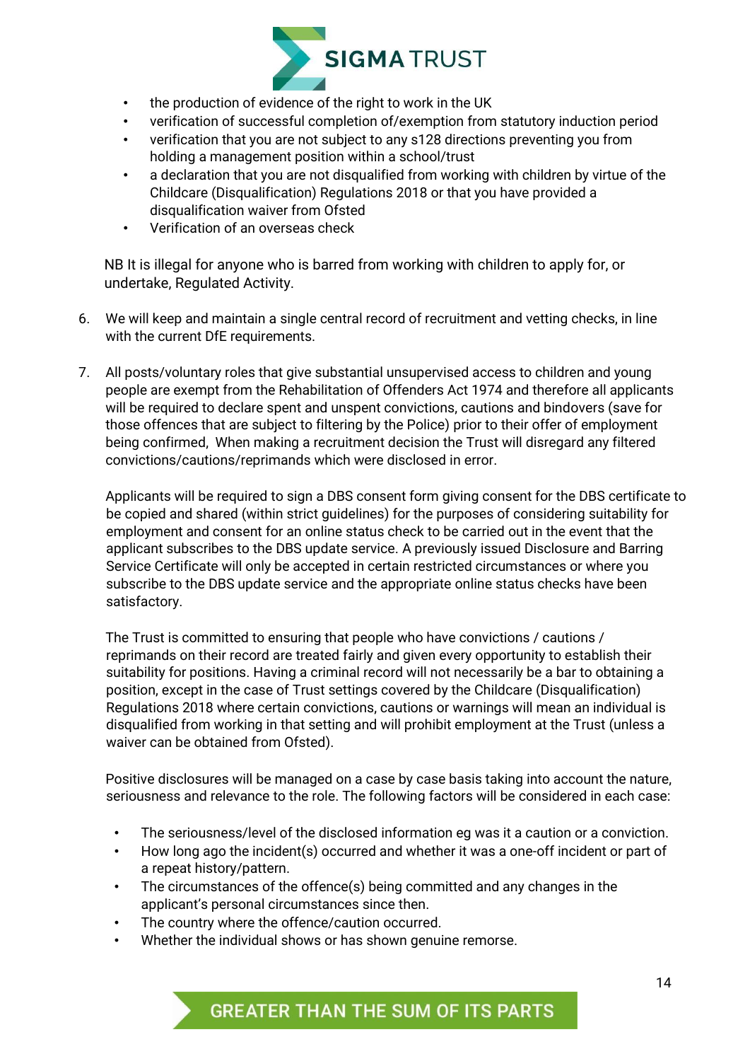- the production of evidence of the right to work in the UK
- verification of successful completion of/exemption from statutory induction period
- verification that you are not subject to any s128 directions preventing you from holding a management position within a school/trust
- a declaration that you are not disqualified from working with children by virtue of the Childcare (Disqualification) Regulations 2018 or that you have provided a disqualification waiver from Ofsted
- Verification of an overseas check

NB It is illegal for anyone who is barred from working with children to apply for, or undertake, Regulated Activity.

6. We will keep and maintain a single central record of recruitment and vetting checks, in line with the current DfE requirements.

7. All posts/voluntary roles that give substantial unsupervised access to children and young people are exempt from the Rehabilitation of Offenders Act 1974 and therefore all applicants will be required to declare spent and unspent convictions, cautions and bindovers (save for those offences that are subject to filtering by the Police) prior to their offer of employment being confirmed, When making a recruitment decision the Trust will disregard any filtered convictions/cautions/reprimands which were disclosed in error.

   Applicants will be required to sign a DBS consent form giving consent for the DBS certificate to be copied and shared (within strict guidelines) for the purposes of considering suitability for employment and consent for an online status check to be carried out in the event that the applicant subscribes to the DBS update service. A previously issued Disclosure and Barring Service Certificate will only be accepted in certain restricted circumstances or where you subscribe to the DBS update service and the appropriate online status checks have been satisfactory.

   The Trust is committed to ensuring that people who have convictions / cautions / reprimands on their record are treated fairly and given every opportunity to establish their suitability for positions. Having a criminal record will not necessarily be a bar to obtaining a position, except in the case of Trust settings covered by the Childcare (Disqualification) Regulations 2018 where certain convictions, cautions or warnings will mean an individual is disqualified from working in that setting and will prohibit employment at the Trust (unless a waiver can be obtained from Ofsted).

   Positive disclosures will be managed on a case by case basis taking into account the nature, seriousness and relevance to the role. The following factors will be considered in each case:

   - The seriousness/level of the disclosed information eg was it a caution or a conviction.
   - How long ago the incident(s) occurred and whether it was a one-off incident or part of a repeat history/pattern.
   - The circumstances of the offence(s) being committed and any changes in the applicant's personal circumstances since then.
   - The country where the offence/caution occurred.
   - Whether the individual shows or has shown genuine remorse.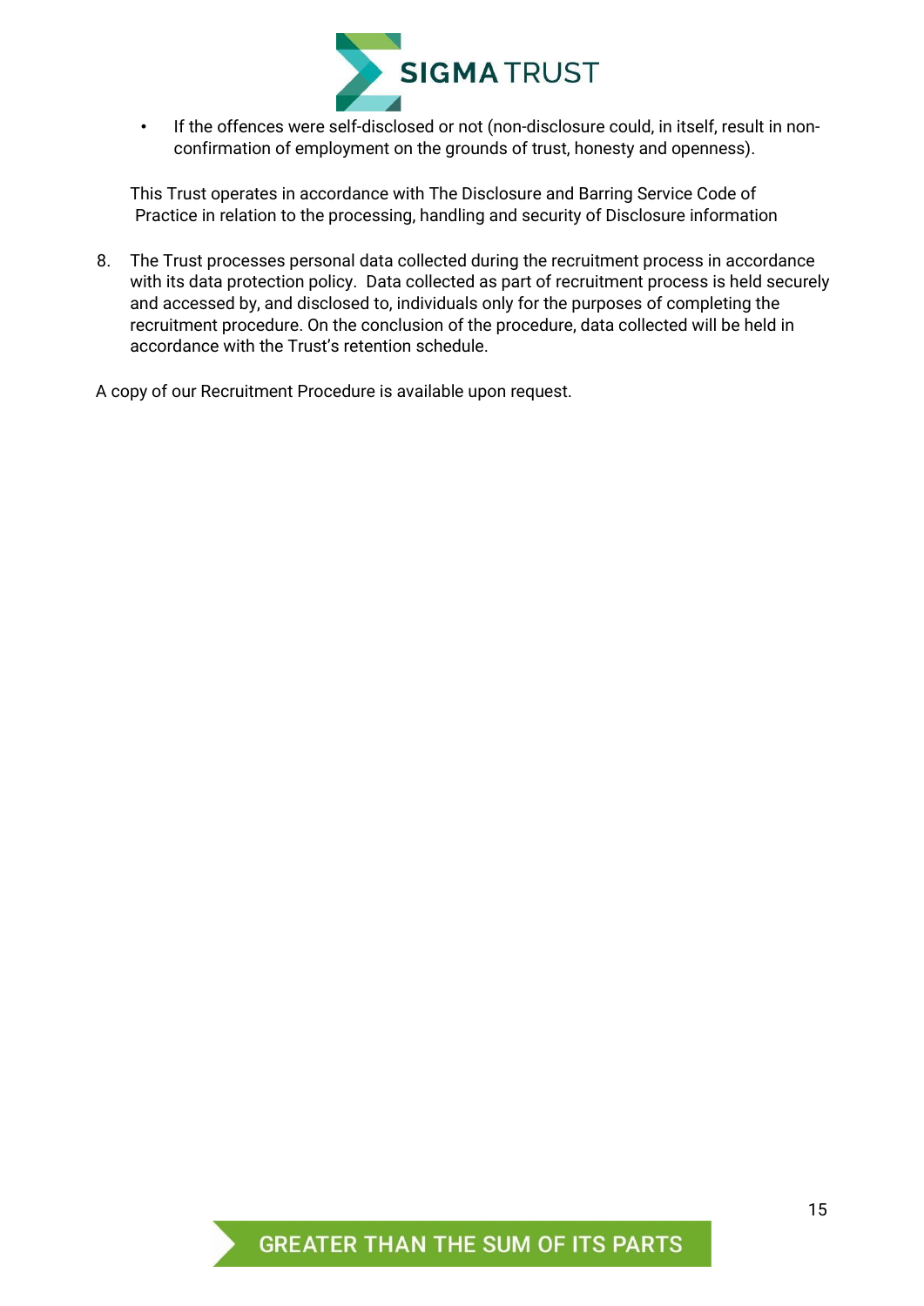- If the offences were self-disclosed or not (non-disclosure could, in itself, result in non-confirmation of employment on the grounds of trust, honesty and openness).

This Trust operates in accordance with The Disclosure and Barring Service Code of Practice in relation to the processing, handling and security of Disclosure information

8. The Trust processes personal data collected during the recruitment process in accordance with its data protection policy. Data collected as part of recruitment process is held securely and accessed by, and disclosed to, individuals only for the purposes of completing the recruitment procedure. On the conclusion of the procedure, data collected will be held in accordance with the Trust's retention schedule.

A copy of our Recruitment Procedure is available upon request.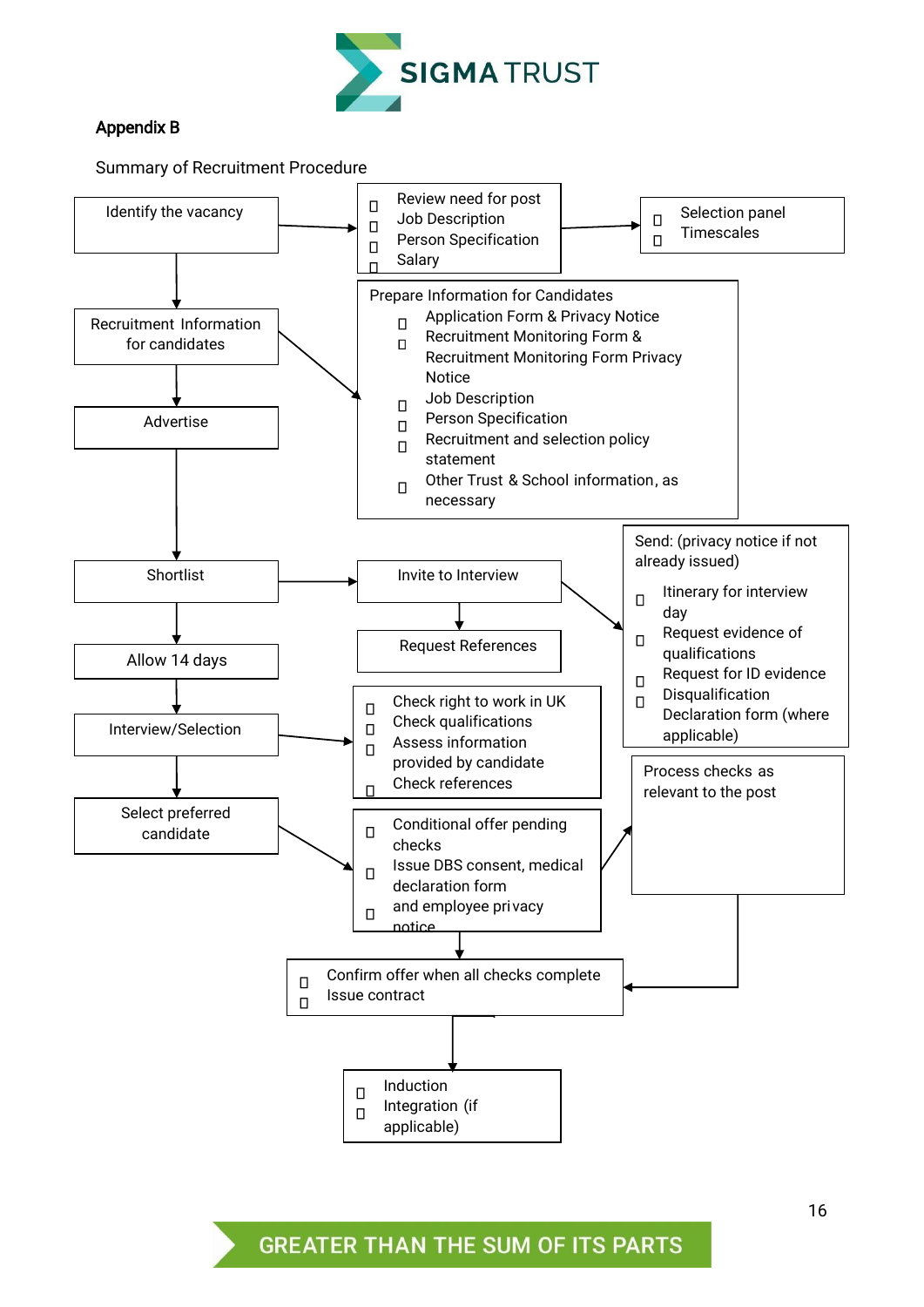SIGMA TRUST

**Appendix B**

Summary of Recruitment Procedure

Identify the vacancy

- Review need for post
- Job Description
- Person Specification
- Salary

- Selection panel
- Timescales

Recruitment Information for candidates

Prepare Information for Candidates

- Application Form & Privacy Notice
- Recruitment Monitoring Form & Recruitment Monitoring Form Privacy Notice
- Job Description
- Person Specification
- Recruitment and selection policy statement
- Other Trust & School information, as necessary

Advertise

Shortlist

Invite to Interview

Send: (privacy notice if not already issued)

- Itinerary for interview day
- Request evidence of qualifications
- Request for ID evidence
- Disqualification Declaration form (where applicable)

Request References

Allow 14 days

Interview/Selection

- Check right to work in UK
- Check qualifications
- Assess information provided by candidate
- Check references

Select preferred candidate

- Conditional offer pending checks
- Issue DBS consent, medical declaration form
- and employee privacy notice

Process checks as relevant to the post

- Confirm offer when all checks complete
- Issue contract

- Induction
- Integration (if applicable)

GREATER THAN THE SUM OF ITS PARTS